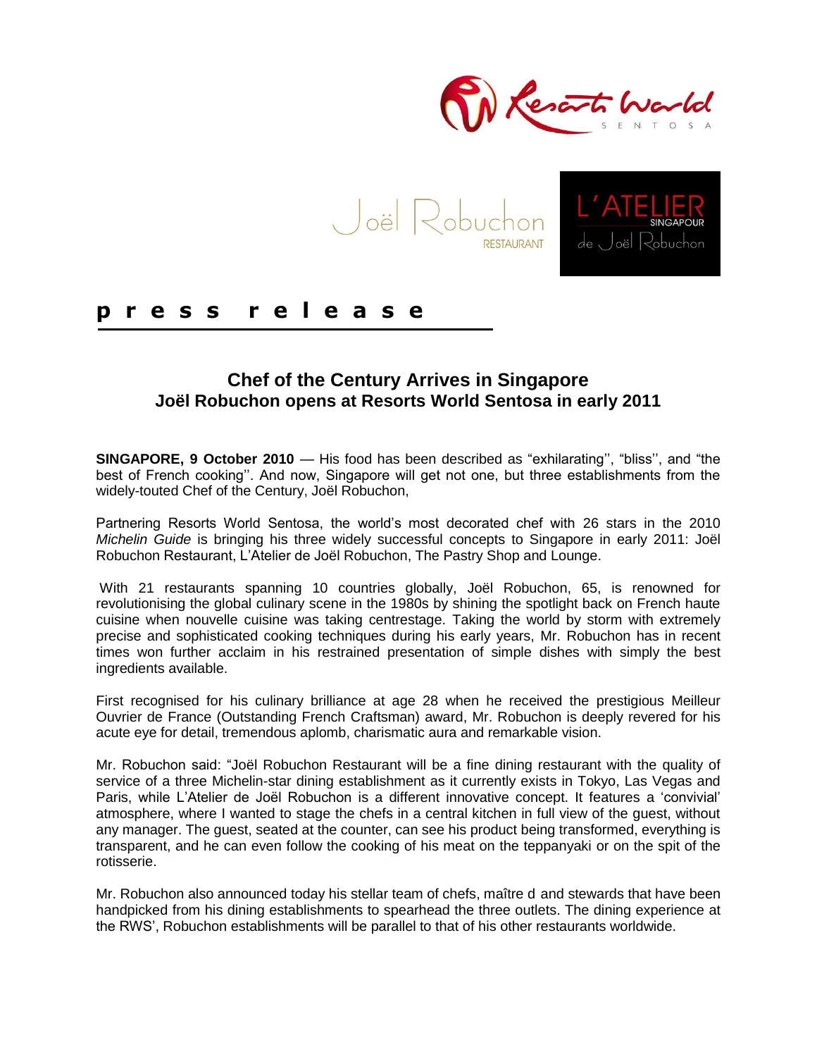**p r e s s r e l e a s e**

## Chef of the Century Arrives in Singapore
## Joël Robuchon opens at Resorts World Sentosa in early 2011

**SINGAPORE, 9 October 2010** — His food has been described as "exhilarating'', "bliss'', and "the best of French cooking''. And now, Singapore will get not one, but three establishments from the widely-touted Chef of the Century, Joël Robuchon,

Partnering Resorts World Sentosa, the world's most decorated chef with 26 stars in the 2010 *Michelin Guide* is bringing his three widely successful concepts to Singapore in early 2011: Joël Robuchon Restaurant, L'Atelier de Joël Robuchon, The Pastry Shop and Lounge.

With 21 restaurants spanning 10 countries globally, Joël Robuchon, 65, is renowned for revolutionising the global culinary scene in the 1980s by shining the spotlight back on French haute cuisine when nouvelle cuisine was taking centrestage. Taking the world by storm with extremely precise and sophisticated cooking techniques during his early years, Mr. Robuchon has in recent times won further acclaim in his restrained presentation of simple dishes with simply the best ingredients available.

First recognised for his culinary brilliance at age 28 when he received the prestigious Meilleur Ouvrier de France (Outstanding French Craftsman) award, Mr. Robuchon is deeply revered for his acute eye for detail, tremendous aplomb, charismatic aura and remarkable vision.

Mr. Robuchon said: "Joël Robuchon Restaurant will be a fine dining restaurant with the quality of service of a three Michelin-star dining establishment as it currently exists in Tokyo, Las Vegas and Paris, while L'Atelier de Joël Robuchon is a different innovative concept. It features a 'convivial' atmosphere, where I wanted to stage the chefs in a central kitchen in full view of the guest, without any manager. The guest, seated at the counter, can see his product being transformed, everything is transparent, and he can even follow the cooking of his meat on the teppanyaki or on the spit of the rotisserie.

Mr. Robuchon also announced today his stellar team of chefs, maître d and stewards that have been handpicked from his dining establishments to spearhead the three outlets. The dining experience at the RWS', Robuchon establishments will be parallel to that of his other restaurants worldwide.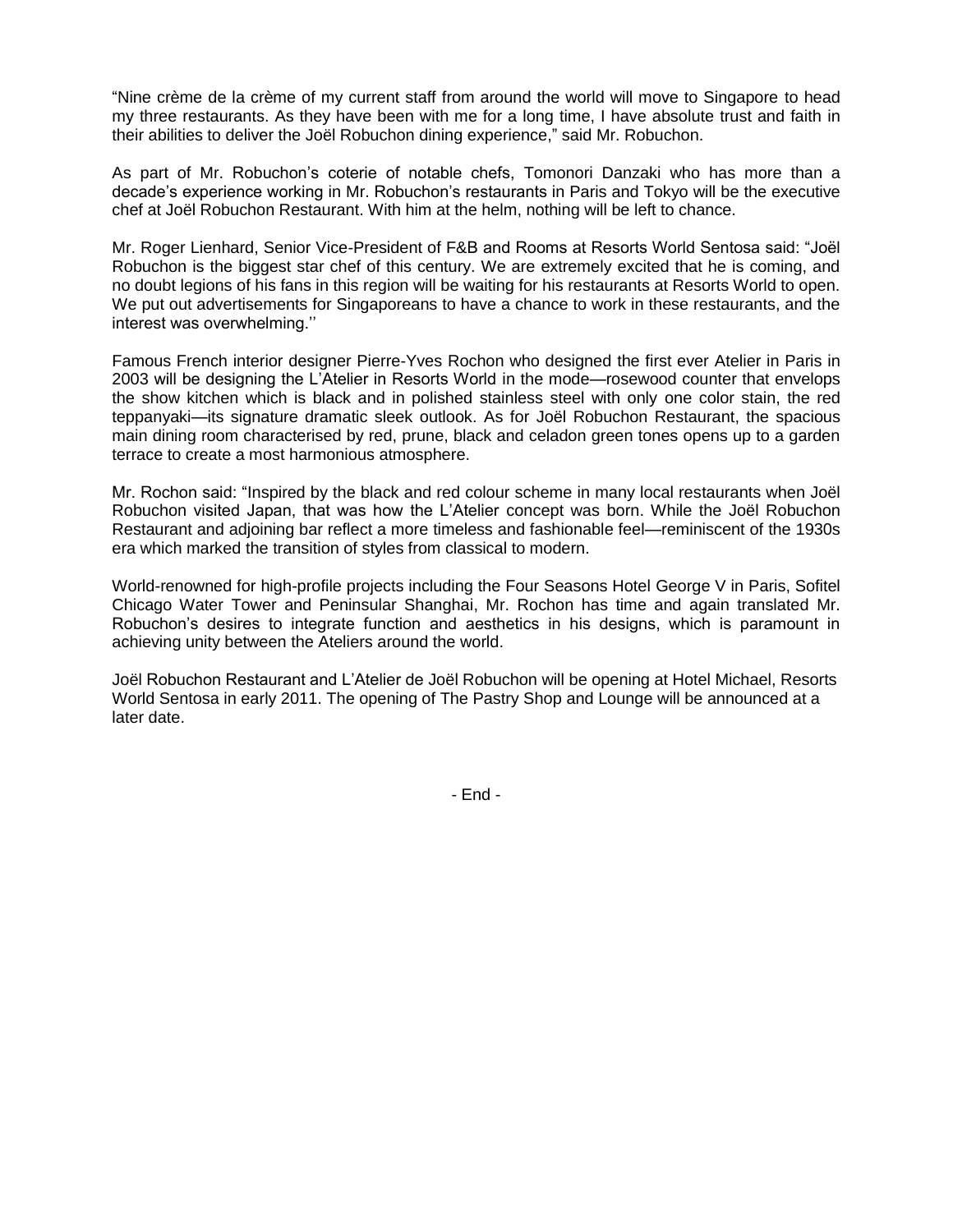"Nine crème de la crème of my current staff from around the world will move to Singapore to head my three restaurants. As they have been with me for a long time, I have absolute trust and faith in their abilities to deliver the Joël Robuchon dining experience," said Mr. Robuchon.

As part of Mr. Robuchon's coterie of notable chefs, Tomonori Danzaki who has more than a decade's experience working in Mr. Robuchon's restaurants in Paris and Tokyo will be the executive chef at Joël Robuchon Restaurant. With him at the helm, nothing will be left to chance.

Mr. Roger Lienhard, Senior Vice-President of F&B and Rooms at Resorts World Sentosa said: "Joël Robuchon is the biggest star chef of this century. We are extremely excited that he is coming, and no doubt legions of his fans in this region will be waiting for his restaurants at Resorts World to open. We put out advertisements for Singaporeans to have a chance to work in these restaurants, and the interest was overwhelming.''

Famous French interior designer Pierre-Yves Rochon who designed the first ever Atelier in Paris in 2003 will be designing the L'Atelier in Resorts World in the mode—rosewood counter that envelops the show kitchen which is black and in polished stainless steel with only one color stain, the red teppanyaki—its signature dramatic sleek outlook. As for Joël Robuchon Restaurant, the spacious main dining room characterised by red, prune, black and celadon green tones opens up to a garden terrace to create a most harmonious atmosphere.

Mr. Rochon said: "Inspired by the black and red colour scheme in many local restaurants when Joël Robuchon visited Japan, that was how the L'Atelier concept was born. While the Joël Robuchon Restaurant and adjoining bar reflect a more timeless and fashionable feel—reminiscent of the 1930s era which marked the transition of styles from classical to modern.

World-renowned for high-profile projects including the Four Seasons Hotel George V in Paris, Sofitel Chicago Water Tower and Peninsular Shanghai, Mr. Rochon has time and again translated Mr. Robuchon's desires to integrate function and aesthetics in his designs, which is paramount in achieving unity between the Ateliers around the world.

Joël Robuchon Restaurant and L'Atelier de Joël Robuchon will be opening at Hotel Michael, Resorts World Sentosa in early 2011. The opening of The Pastry Shop and Lounge will be announced at a later date.

- End -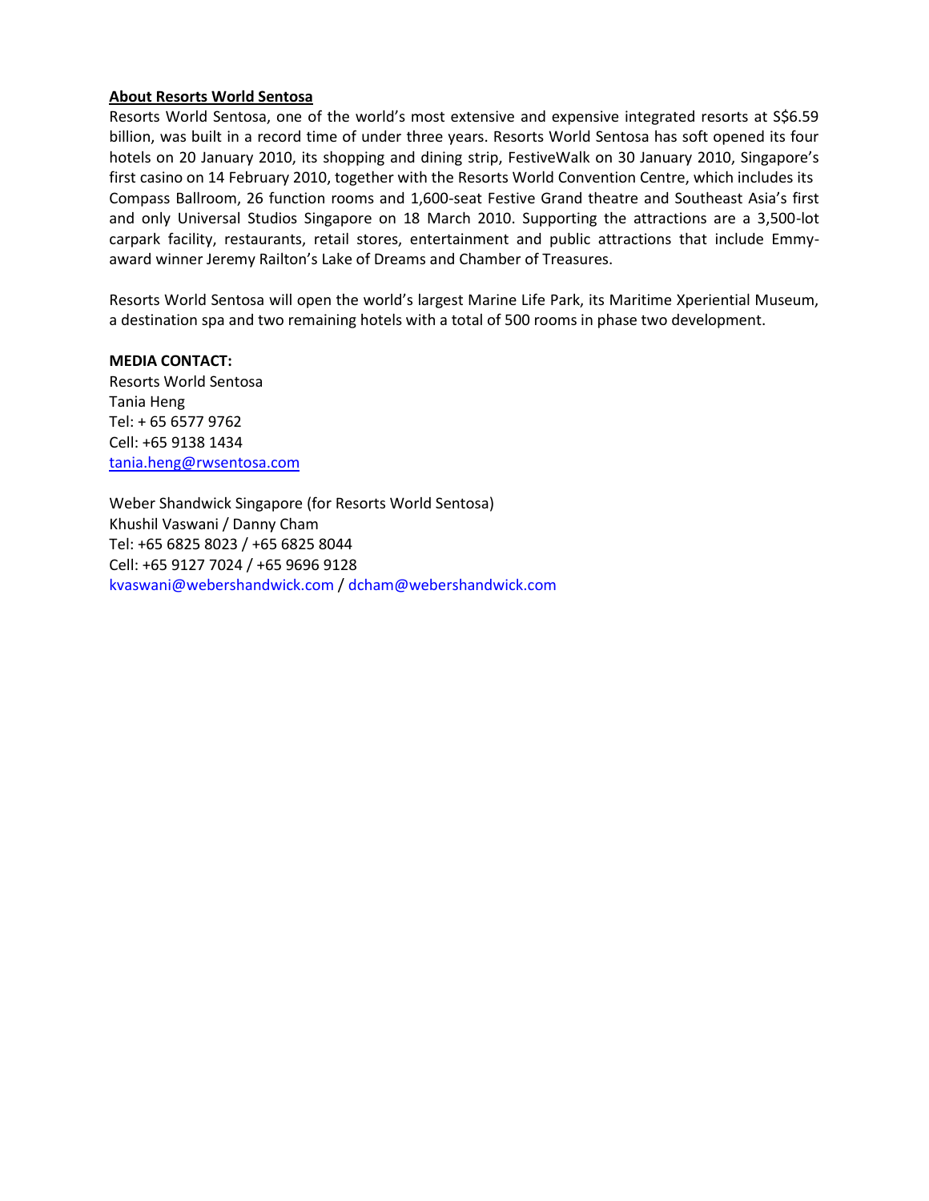**About Resorts World Sentosa**

Resorts World Sentosa, one of the world's most extensive and expensive integrated resorts at S$6.59 billion, was built in a record time of under three years. Resorts World Sentosa has soft opened its four hotels on 20 January 2010, its shopping and dining strip, FestiveWalk on 30 January 2010, Singapore's first casino on 14 February 2010, together with the Resorts World Convention Centre, which includes its Compass Ballroom, 26 function rooms and 1,600-seat Festive Grand theatre and Southeast Asia's first and only Universal Studios Singapore on 18 March 2010. Supporting the attractions are a 3,500-lot carpark facility, restaurants, retail stores, entertainment and public attractions that include Emmy-award winner Jeremy Railton's Lake of Dreams and Chamber of Treasures.

Resorts World Sentosa will open the world's largest Marine Life Park, its Maritime Xperiential Museum, a destination spa and two remaining hotels with a total of 500 rooms in phase two development.

**MEDIA CONTACT:**

Resorts World Sentosa
Tania Heng
Tel: + 65 6577 9762
Cell: +65 9138 1434
tania.heng@rwsentosa.com

Weber Shandwick Singapore (for Resorts World Sentosa)
Khushil Vaswani / Danny Cham
Tel: +65 6825 8023 / +65 6825 8044
Cell: +65 9127 7024 / +65 9696 9128
kvaswani@webershandwick.com / dcham@webershandwick.com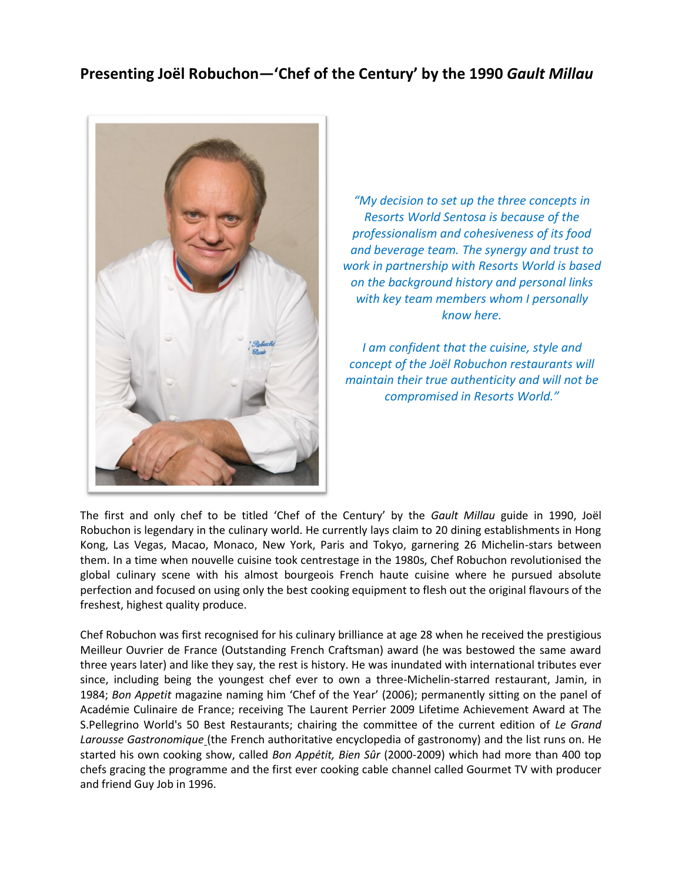## Presenting Joël Robuchon—'Chef of the Century' by the 1990 *Gault Millau*

*"My decision to set up the three concepts in Resorts World Sentosa is because of the professionalism and cohesiveness of its food and beverage team. The synergy and trust to work in partnership with Resorts World is based on the background history and personal links with key team members whom I personally know here.*

*I am confident that the cuisine, style and concept of the Joël Robuchon restaurants will maintain their true authenticity and will not be compromised in Resorts World."*

The first and only chef to be titled 'Chef of the Century' by the *Gault Millau* guide in 1990, Joël Robuchon is legendary in the culinary world. He currently lays claim to 20 dining establishments in Hong Kong, Las Vegas, Macao, Monaco, New York, Paris and Tokyo, garnering 26 Michelin-stars between them. In a time when nouvelle cuisine took centrestage in the 1980s, Chef Robuchon revolutionised the global culinary scene with his almost bourgeois French haute cuisine where he pursued absolute perfection and focused on using only the best cooking equipment to flesh out the original flavours of the freshest, highest quality produce.

Chef Robuchon was first recognised for his culinary brilliance at age 28 when he received the prestigious Meilleur Ouvrier de France (Outstanding French Craftsman) award (he was bestowed the same award three years later) and like they say, the rest is history. He was inundated with international tributes ever since, including being the youngest chef ever to own a three-Michelin-starred restaurant, Jamin, in 1984; *Bon Appetit* magazine naming him 'Chef of the Year' (2006); permanently sitting on the panel of Académie Culinaire de France; receiving The Laurent Perrier 2009 Lifetime Achievement Award at The S.Pellegrino World's 50 Best Restaurants; chairing the committee of the current edition of *Le Grand Larousse Gastronomique* (the French authoritative encyclopedia of gastronomy) and the list runs on. He started his own cooking show, called *Bon Appétit, Bien Sûr* (2000-2009) which had more than 400 top chefs gracing the programme and the first ever cooking cable channel called Gourmet TV with producer and friend Guy Job in 1996.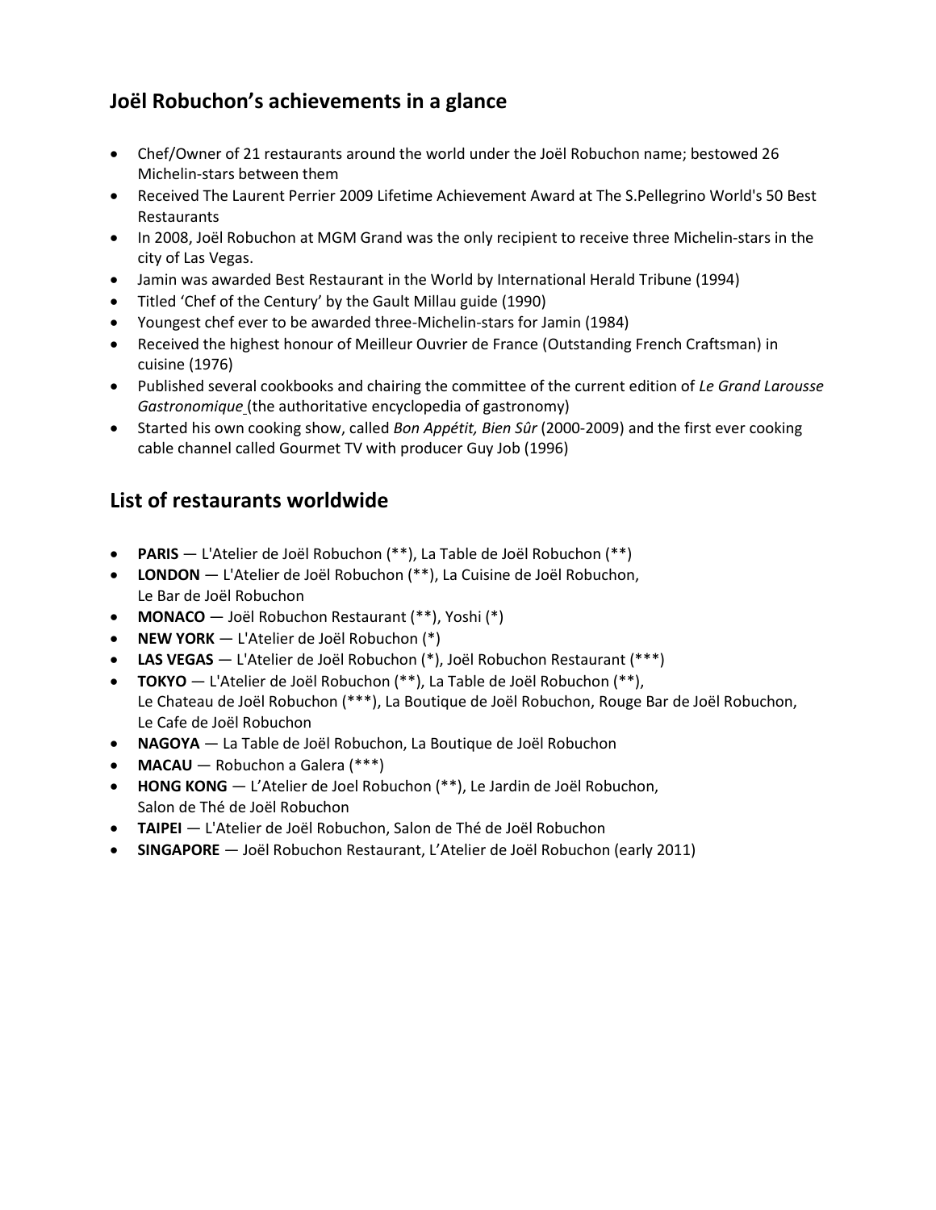## Joël Robuchon's achievements in a glance

- Chef/Owner of 21 restaurants around the world under the Joël Robuchon name; bestowed 26 Michelin-stars between them
- Received The Laurent Perrier 2009 Lifetime Achievement Award at The S.Pellegrino World's 50 Best Restaurants
- In 2008, Joël Robuchon at MGM Grand was the only recipient to receive three Michelin-stars in the city of Las Vegas.
- Jamin was awarded Best Restaurant in the World by International Herald Tribune (1994)
- Titled 'Chef of the Century' by the Gault Millau guide (1990)
- Youngest chef ever to be awarded three-Michelin-stars for Jamin (1984)
- Received the highest honour of Meilleur Ouvrier de France (Outstanding French Craftsman) in cuisine (1976)
- Published several cookbooks and chairing the committee of the current edition of *Le Grand Larousse Gastronomique* (the authoritative encyclopedia of gastronomy)
- Started his own cooking show, called *Bon Appétit, Bien Sûr* (2000-2009) and the first ever cooking cable channel called Gourmet TV with producer Guy Job (1996)

## List of restaurants worldwide

- **PARIS** — L'Atelier de Joël Robuchon (**), La Table de Joël Robuchon (**)
- **LONDON** — L'Atelier de Joël Robuchon (**), La Cuisine de Joël Robuchon, Le Bar de Joël Robuchon
- **MONACO** — Joël Robuchon Restaurant (**), Yoshi (*)
- **NEW YORK** — L'Atelier de Joël Robuchon (*)
- **LAS VEGAS** — L'Atelier de Joël Robuchon (*), Joël Robuchon Restaurant (***)
- **TOKYO** — L'Atelier de Joël Robuchon (**), La Table de Joël Robuchon (**), Le Chateau de Joël Robuchon (***), La Boutique de Joël Robuchon, Rouge Bar de Joël Robuchon, Le Cafe de Joël Robuchon
- **NAGOYA** — La Table de Joël Robuchon, La Boutique de Joël Robuchon
- **MACAU** — Robuchon a Galera (***)
- **HONG KONG** — L'Atelier de Joel Robuchon (**), Le Jardin de Joël Robuchon, Salon de Thé de Joël Robuchon
- **TAIPEI** — L'Atelier de Joël Robuchon, Salon de Thé de Joël Robuchon
- **SINGAPORE** — Joël Robuchon Restaurant, L'Atelier de Joël Robuchon (early 2011)